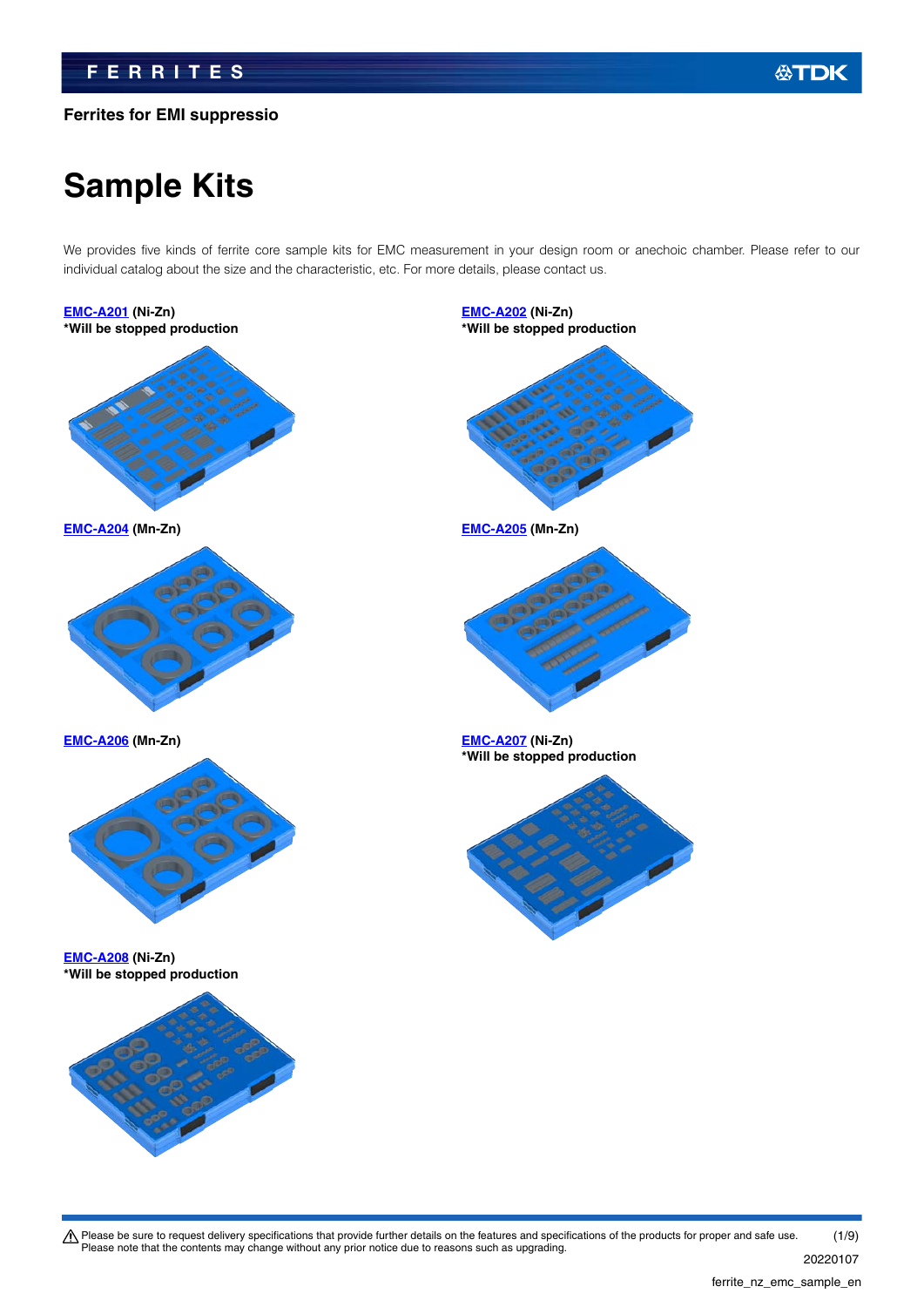## Ferrites for EMI suppressio

# Sample Kits

We provides five kinds of ferrite core sample kits for EMC measurement in your design room or anechoic chamber. Please refer to our individual catalog about the size and the characteristic, etc. For more details, please contact us.

**EMC-A201 (Ni-Zn)**
***Will be stopped production**

**EMC-A202 (Ni-Zn)**
***Will be stopped production**

**EMC-A204 (Mn-Zn)**

**EMC-A205 (Mn-Zn)**

**EMC-A206 (Mn-Zn)**

**EMC-A207 (Ni-Zn)**
***Will be stopped production**

**EMC-A208 (Ni-Zn)**
***Will be stopped production**

⚠ Please be sure to request delivery specifications that provide further details on the features and specifications of the products for proper and safe use.
Please note that the contents may change without any prior notice due to reasons such as upgrading.

20220107

ferrite_nz_emc_sample_en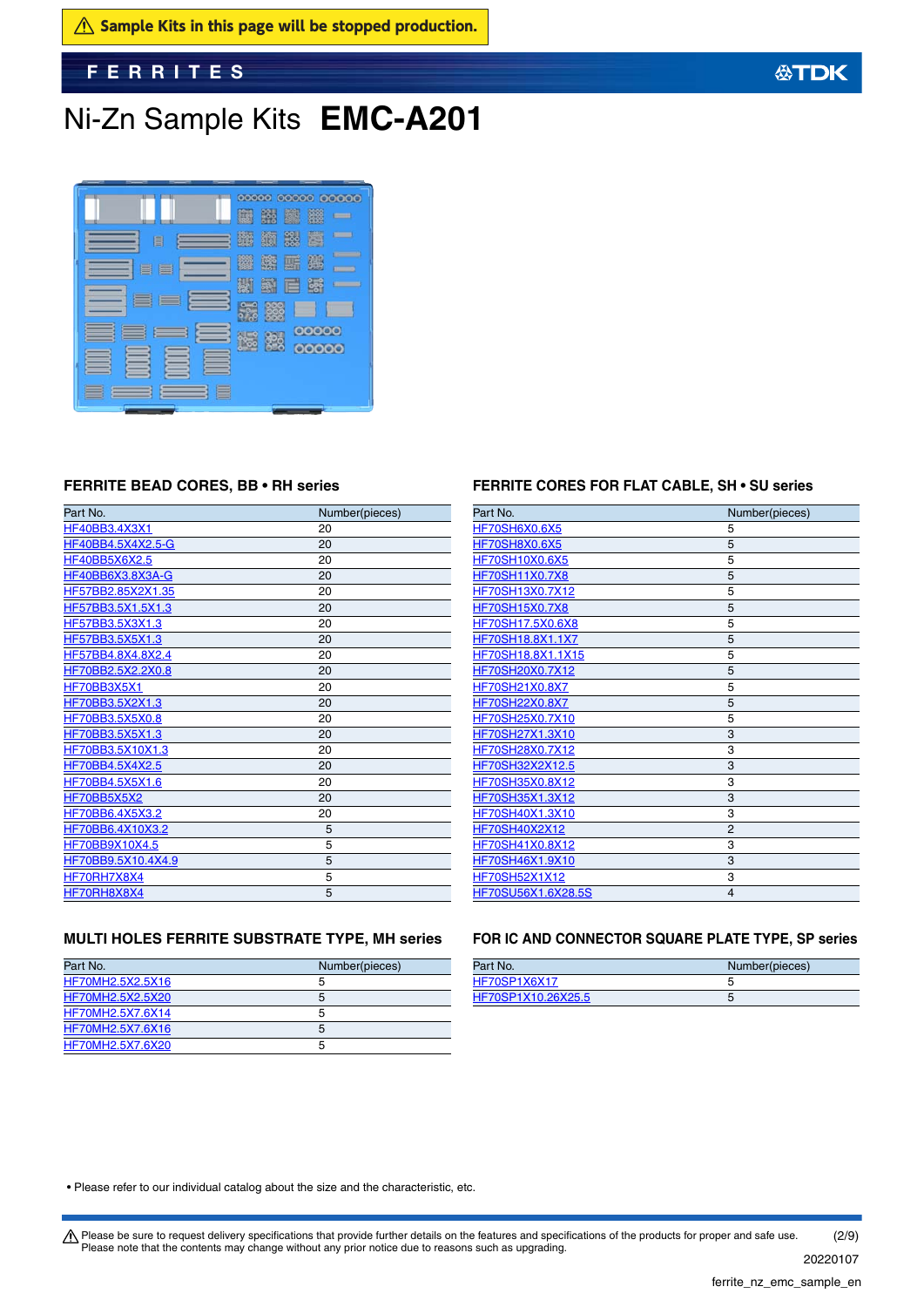⚠ Sample Kits in this page will be stopped production.

FERRITES

# Ni-Zn Sample Kits **EMC-A201**

## FERRITE BEAD CORES, BB • RH series

| Part No. | Number(pieces) |
|---|---|
| HF40BB3.4X3X1 | 20 |
| HF40BB4.5X4X2.5-G | 20 |
| HF40BB5X6X2.5 | 20 |
| HF40BB6X3.8X3A-G | 20 |
| HF57BB2.85X2X1.35 | 20 |
| HF57BB3.5X1.5X1.3 | 20 |
| HF57BB3.5X3X1.3 | 20 |
| HF57BB3.5X5X1.3 | 20 |
| HF57BB4.8X4.8X2.4 | 20 |
| HF70BB2.5X2.2X0.8 | 20 |
| HF70BB3X5X1 | 20 |
| HF70BB3.5X2X1.3 | 20 |
| HF70BB3.5X5X0.8 | 20 |
| HF70BB3.5X5X1.3 | 20 |
| HF70BB3.5X10X1.3 | 20 |
| HF70BB4.5X4X2.5 | 20 |
| HF70BB4.5X5X1.6 | 20 |
| HF70BB5X5X2 | 20 |
| HF70BB6.4X5X3.2 | 20 |
| HF70BB6.4X10X3.2 | 5 |
| HF70BB9X10X4.5 | 5 |
| HF70BB9.5X10.4X4.9 | 5 |
| HF70RH7X8X4 | 5 |
| HF70RH8X8X4 | 5 |

## FERRITE CORES FOR FLAT CABLE, SH • SU series

| Part No. | Number(pieces) |
|---|---|
| HF70SH6X0.6X5 | 5 |
| HF70SH8X0.6X5 | 5 |
| HF70SH10X0.6X5 | 5 |
| HF70SH11X0.7X8 | 5 |
| HF70SH13X0.7X12 | 5 |
| HF70SH15X0.7X8 | 5 |
| HF70SH17.5X0.6X8 | 5 |
| HF70SH18.8X1.1X7 | 5 |
| HF70SH18.8X1.1X15 | 5 |
| HF70SH20X0.7X12 | 5 |
| HF70SH21X0.8X7 | 5 |
| HF70SH22X0.8X7 | 5 |
| HF70SH25X0.7X10 | 5 |
| HF70SH27X1.3X10 | 3 |
| HF70SH28X0.7X12 | 3 |
| HF70SH32X2X12.5 | 3 |
| HF70SH35X0.8X12 | 3 |
| HF70SH35X1.3X12 | 3 |
| HF70SH40X1.3X10 | 3 |
| HF70SH40X2X12 | 2 |
| HF70SH41X0.8X12 | 3 |
| HF70SH46X1.9X10 | 3 |
| HF70SH52X1X12 | 3 |
| HF70SU56X1.6X28.5S | 4 |

## MULTI HOLES FERRITE SUBSTRATE TYPE, MH series

| Part No. | Number(pieces) |
|---|---|
| HF70MH2.5X2.5X16 | 5 |
| HF70MH2.5X2.5X20 | 5 |
| HF70MH2.5X7.6X14 | 5 |
| HF70MH2.5X7.6X16 | 5 |
| HF70MH2.5X7.6X20 | 5 |

## FOR IC AND CONNECTOR SQUARE PLATE TYPE, SP series

| Part No. | Number(pieces) |
|---|---|
| HF70SP1X6X17 | 5 |
| HF70SP1X10.26X25.5 | 5 |

• Please refer to our individual catalog about the size and the characteristic, etc.

⚠ Please be sure to request delivery specifications that provide further details on the features and specifications of the products for proper and safe use.
Please note that the contents may change without any prior notice due to reasons such as upgrading.

20220107

ferrite_nz_emc_sample_en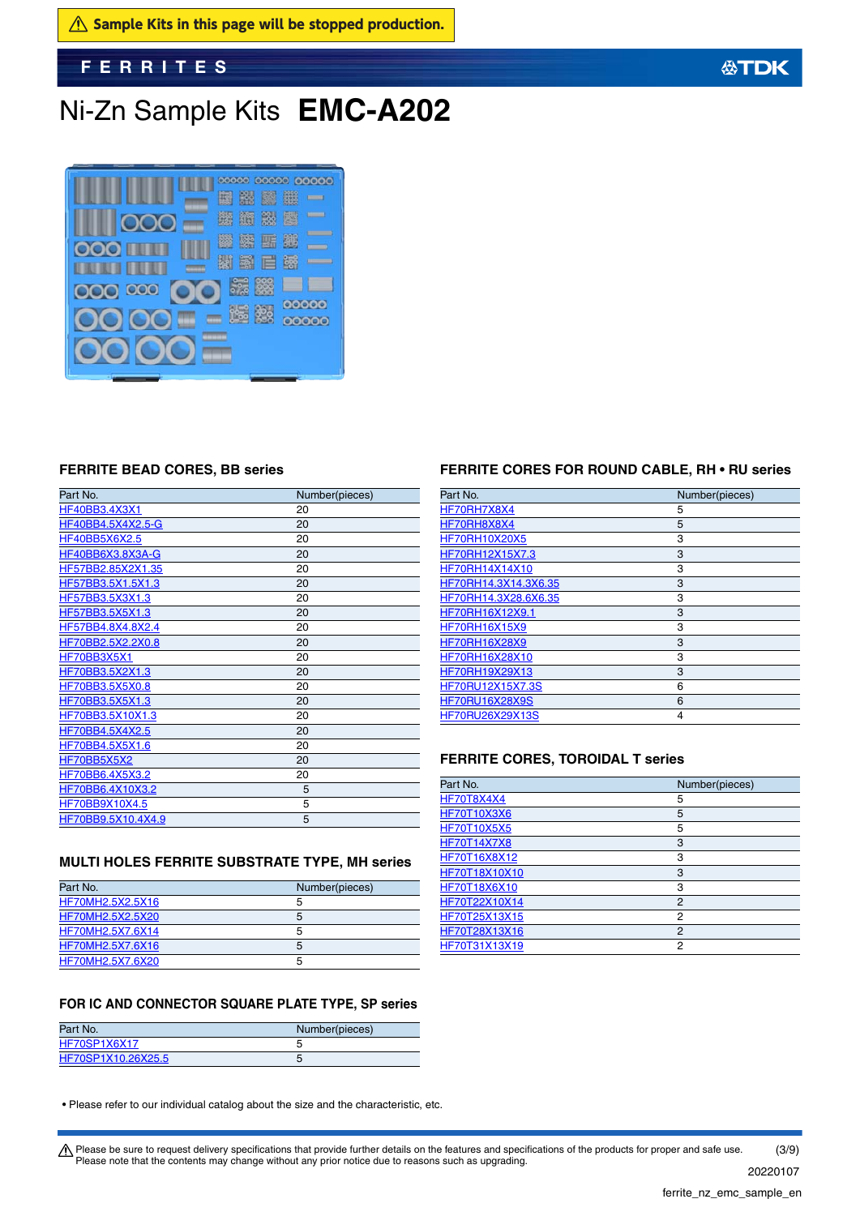⚠ Sample Kits in this page will be stopped production.

# Ni-Zn Sample Kits **EMC-A202**

## FERRITE BEAD CORES, BB series

| Part No. | Number(pieces) |
|---|---|
| HF40BB3.4X3X1 | 20 |
| HF40BB4.5X4X2.5-G | 20 |
| HF40BB5X6X2.5 | 20 |
| HF40BB6X3.8X3A-G | 20 |
| HF57BB2.85X2X1.35 | 20 |
| HF57BB3.5X1.5X1.3 | 20 |
| HF57BB3.5X3X1.3 | 20 |
| HF57BB3.5X5X1.3 | 20 |
| HF57BB4.8X4.8X2.4 | 20 |
| HF70BB2.5X2.2X0.8 | 20 |
| HF70BB3X5X1 | 20 |
| HF70BB3.5X2X1.3 | 20 |
| HF70BB3.5X5X0.8 | 20 |
| HF70BB3.5X5X1.3 | 20 |
| HF70BB3.5X10X1.3 | 20 |
| HF70BB4.5X4X2.5 | 20 |
| HF70BB4.5X5X1.6 | 20 |
| HF70BB5X5X2 | 20 |
| HF70BB6.4X5X3.2 | 20 |
| HF70BB6.4X10X3.2 | 5 |
| HF70BB9X10X4.5 | 5 |
| HF70BB9.5X10.4X4.9 | 5 |

## MULTI HOLES FERRITE SUBSTRATE TYPE, MH series

| Part No. | Number(pieces) |
|---|---|
| HF70MH2.5X2.5X16 | 5 |
| HF70MH2.5X2.5X20 | 5 |
| HF70MH2.5X7.6X14 | 5 |
| HF70MH2.5X7.6X16 | 5 |
| HF70MH2.5X7.6X20 | 5 |

## FOR IC AND CONNECTOR SQUARE PLATE TYPE, SP series

| Part No. | Number(pieces) |
|---|---|
| HF70SP1X6X17 | 5 |
| HF70SP1X10.26X25.5 | 5 |

## FERRITE CORES FOR ROUND CABLE, RH • RU series

| Part No. | Number(pieces) |
|---|---|
| HF70RH7X8X4 | 5 |
| HF70RH8X8X4 | 5 |
| HF70RH10X20X5 | 3 |
| HF70RH12X15X7.3 | 3 |
| HF70RH14X14X10 | 3 |
| HF70RH14.3X14.3X6.35 | 3 |
| HF70RH14.3X28.6X6.35 | 3 |
| HF70RH16X12X9.1 | 3 |
| HF70RH16X15X9 | 3 |
| HF70RH16X28X9 | 3 |
| HF70RH16X28X10 | 3 |
| HF70RH19X29X13 | 3 |
| HF70RU12X15X7.3S | 6 |
| HF70RU16X28X9S | 6 |
| HF70RU26X29X13S | 4 |

## FERRITE CORES, TOROIDAL T series

| Part No. | Number(pieces) |
|---|---|
| HF70T8X4X4 | 5 |
| HF70T10X3X6 | 5 |
| HF70T10X5X5 | 5 |
| HF70T14X7X8 | 3 |
| HF70T16X8X12 | 3 |
| HF70T18X10X10 | 3 |
| HF70T18X6X10 | 3 |
| HF70T22X10X14 | 2 |
| HF70T25X13X15 | 2 |
| HF70T28X13X16 | 2 |
| HF70T31X13X19 | 2 |

• Please refer to our individual catalog about the size and the characteristic, etc.

⚠ Please be sure to request delivery specifications that provide further details on the features and specifications of the products for proper and safe use.
Please note that the contents may change without any prior notice due to reasons such as upgrading.

20220107

ferrite_nz_emc_sample_en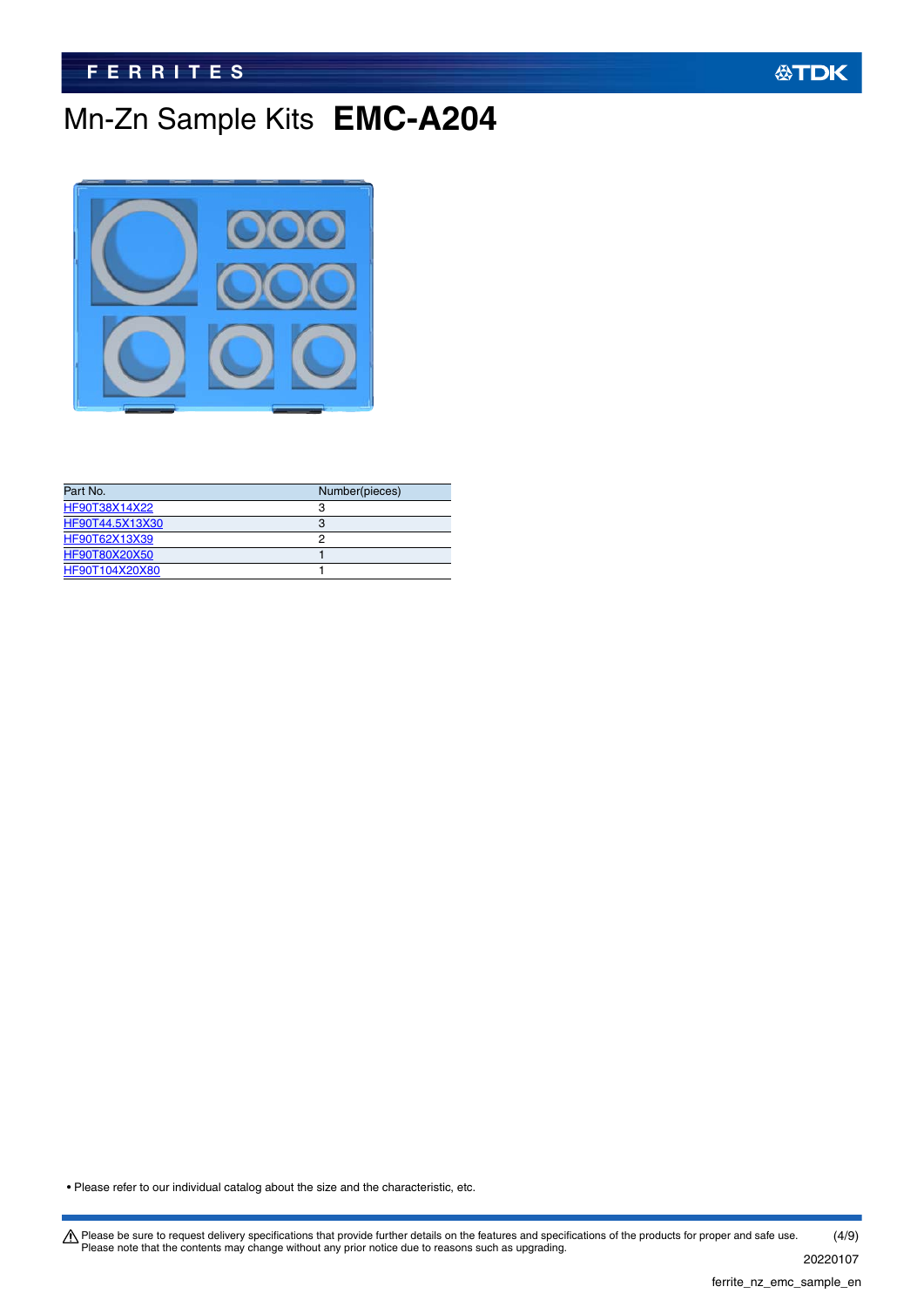# Mn-Zn Sample Kits **EMC-A204**

| Part No. | Number(pieces) |
|---|---|
| HF90T38X14X22 | 3 |
| HF90T44.5X13X30 | 3 |
| HF90T62X13X39 | 2 |
| HF90T80X20X50 | 1 |
| HF90T104X20X80 | 1 |

• Please refer to our individual catalog about the size and the characteristic, etc.

⚠ Please be sure to request delivery specifications that provide further details on the features and specifications of the products for proper and safe use.
Please note that the contents may change without any prior notice due to reasons such as upgrading.

20220107

ferrite_nz_emc_sample_en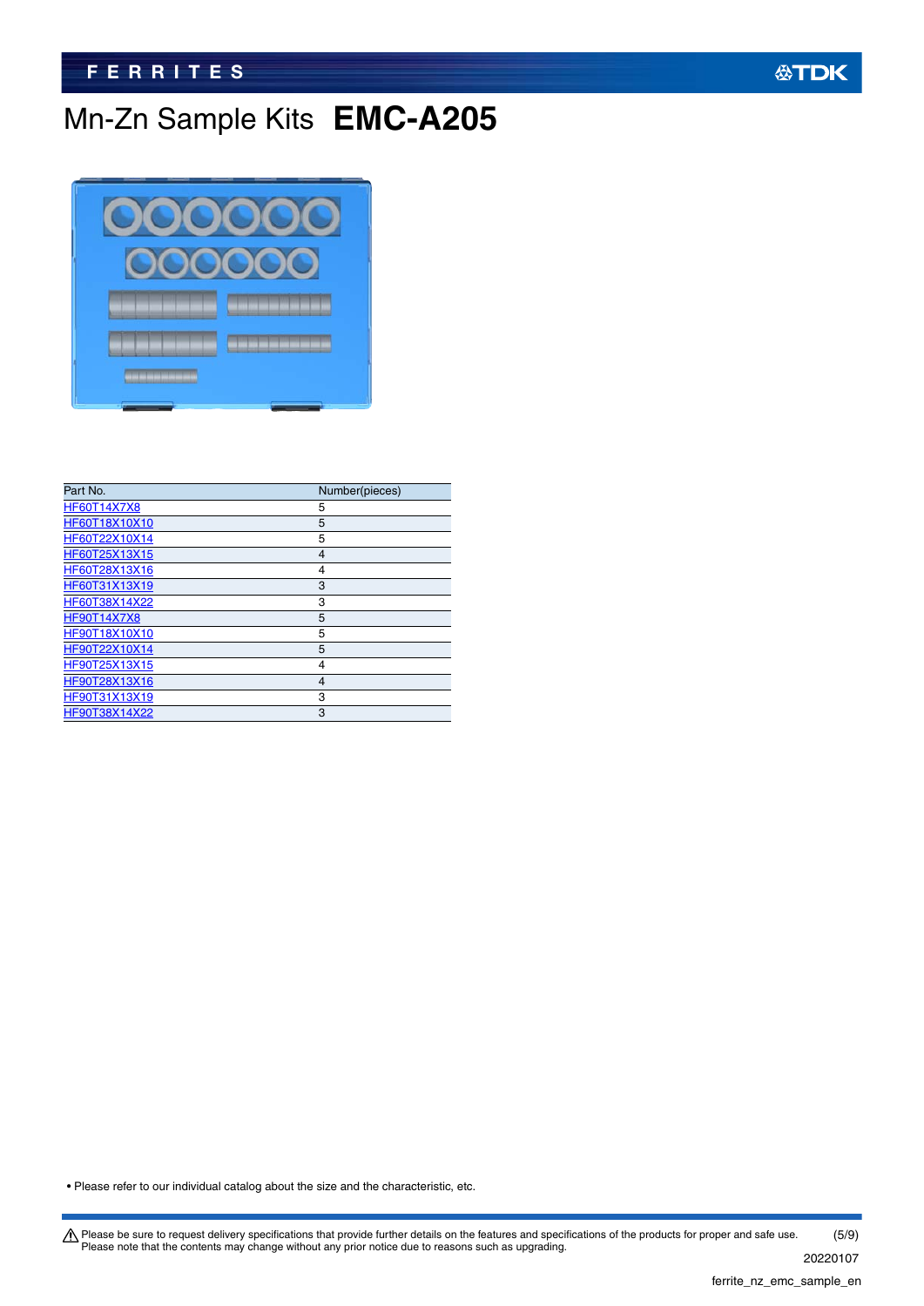# Mn-Zn Sample Kits **EMC-A205**

| Part No. | Number(pieces) |
| --- | --- |
| HF60T14X7X8 | 5 |
| HF60T18X10X10 | 5 |
| HF60T22X10X14 | 5 |
| HF60T25X13X15 | 4 |
| HF60T28X13X16 | 4 |
| HF60T31X13X19 | 3 |
| HF60T38X14X22 | 3 |
| HF90T14X7X8 | 5 |
| HF90T18X10X10 | 5 |
| HF90T22X10X14 | 5 |
| HF90T25X13X15 | 4 |
| HF90T28X13X16 | 4 |
| HF90T31X13X19 | 3 |
| HF90T38X14X22 | 3 |

• Please refer to our individual catalog about the size and the characteristic, etc.

⚠ Please be sure to request delivery specifications that provide further details on the features and specifications of the products for proper and safe use.
Please note that the contents may change without any prior notice due to reasons such as upgrading.

20220107

ferrite_nz_emc_sample_en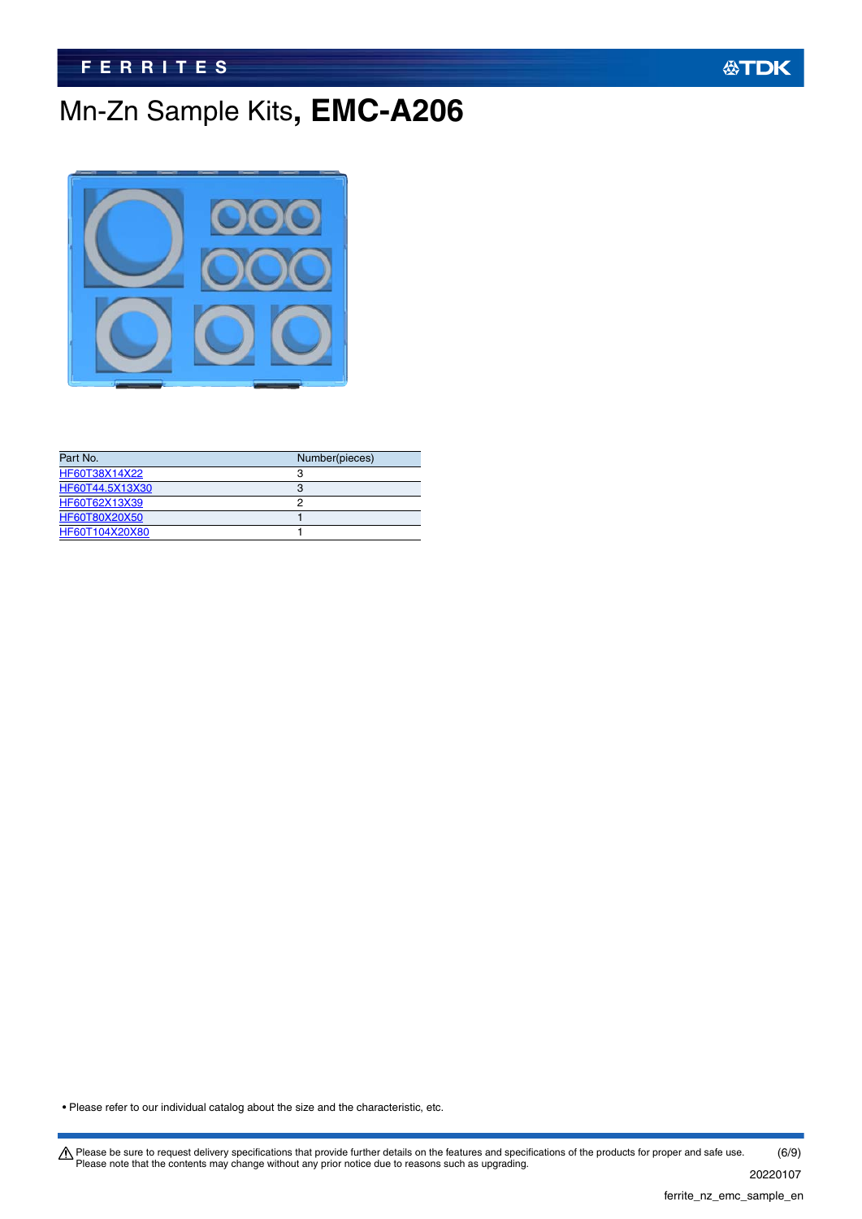# Mn-Zn Sample Kits, **EMC-A206**

| Part No. | Number(pieces) |
| --- | --- |
| HF60T38X14X22 | 3 |
| HF60T44.5X13X30 | 3 |
| HF60T62X13X39 | 2 |
| HF60T80X20X50 | 1 |
| HF60T104X20X80 | 1 |

• Please refer to our individual catalog about the size and the characteristic, etc.

⚠ Please be sure to request delivery specifications that provide further details on the features and specifications of the products for proper and safe use.
Please note that the contents may change without any prior notice due to reasons such as upgrading.

20220107

ferrite_nz_emc_sample_en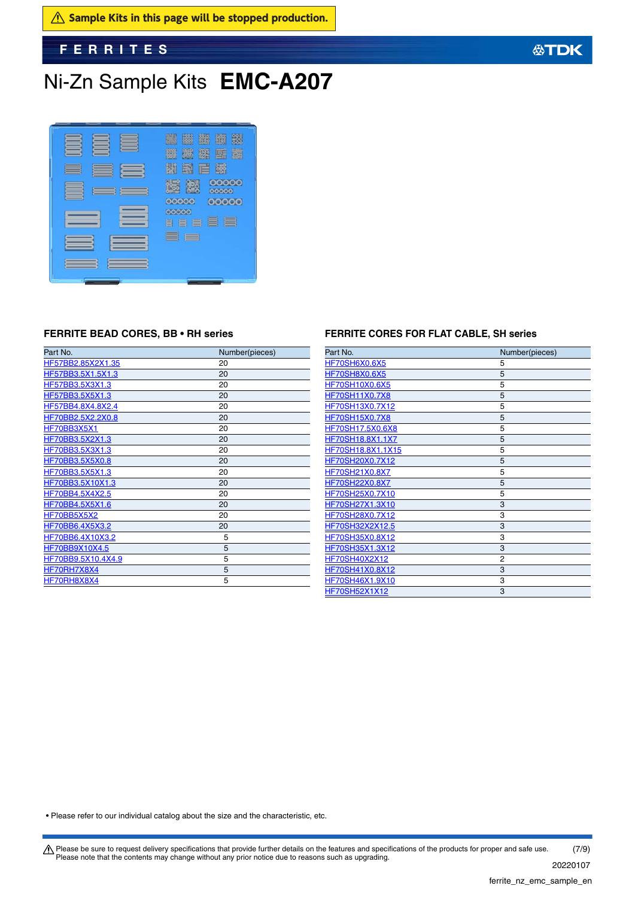⚠ Sample Kits in this page will be stopped production.

FERRITES

# Ni-Zn Sample Kits **EMC-A207**

## FERRITE BEAD CORES, BB • RH series

| Part No. | Number(pieces) |
|---|---|
| HF57BB2.85X2X1.35 | 20 |
| HF57BB3.5X1.5X1.3 | 20 |
| HF57BB3.5X3X1.3 | 20 |
| HF57BB3.5X5X1.3 | 20 |
| HF57BB4.8X4.8X2.4 | 20 |
| HF70BB2.5X2.2X0.8 | 20 |
| HF70BB3X5X1 | 20 |
| HF70BB3.5X2X1.3 | 20 |
| HF70BB3.5X3X1.3 | 20 |
| HF70BB3.5X5X0.8 | 20 |
| HF70BB3.5X5X1.3 | 20 |
| HF70BB3.5X10X1.3 | 20 |
| HF70BB4.5X4X2.5 | 20 |
| HF70BB4.5X5X1.6 | 20 |
| HF70BB5X5X2 | 20 |
| HF70BB6.4X5X3.2 | 20 |
| HF70BB6.4X10X3.2 | 5 |
| HF70BB9X10X4.5 | 5 |
| HF70BB9.5X10.4X4.9 | 5 |
| HF70RH7X8X4 | 5 |
| HF70RH8X8X4 | 5 |

## FERRITE CORES FOR FLAT CABLE, SH series

| Part No. | Number(pieces) |
|---|---|
| HF70SH6X0.6X5 | 5 |
| HF70SH8X0.6X5 | 5 |
| HF70SH10X0.6X5 | 5 |
| HF70SH11X0.7X8 | 5 |
| HF70SH13X0.7X12 | 5 |
| HF70SH15X0.7X8 | 5 |
| HF70SH17.5X0.6X8 | 5 |
| HF70SH18.8X1.1X7 | 5 |
| HF70SH18.8X1.1X15 | 5 |
| HF70SH20X0.7X12 | 5 |
| HF70SH21X0.8X7 | 5 |
| HF70SH22X0.8X7 | 5 |
| HF70SH25X0.7X10 | 5 |
| HF70SH27X1.3X10 | 3 |
| HF70SH28X0.7X12 | 3 |
| HF70SH32X2X12.5 | 3 |
| HF70SH35X0.8X12 | 3 |
| HF70SH35X1.3X12 | 3 |
| HF70SH40X2X12 | 2 |
| HF70SH41X0.8X12 | 3 |
| HF70SH46X1.9X10 | 3 |
| HF70SH52X1X12 | 3 |

• Please refer to our individual catalog about the size and the characteristic, etc.

⚠ Please be sure to request delivery specifications that provide further details on the features and specifications of the products for proper and safe use. Please note that the contents may change without any prior notice due to reasons such as upgrading.

20220107

ferrite_nz_emc_sample_en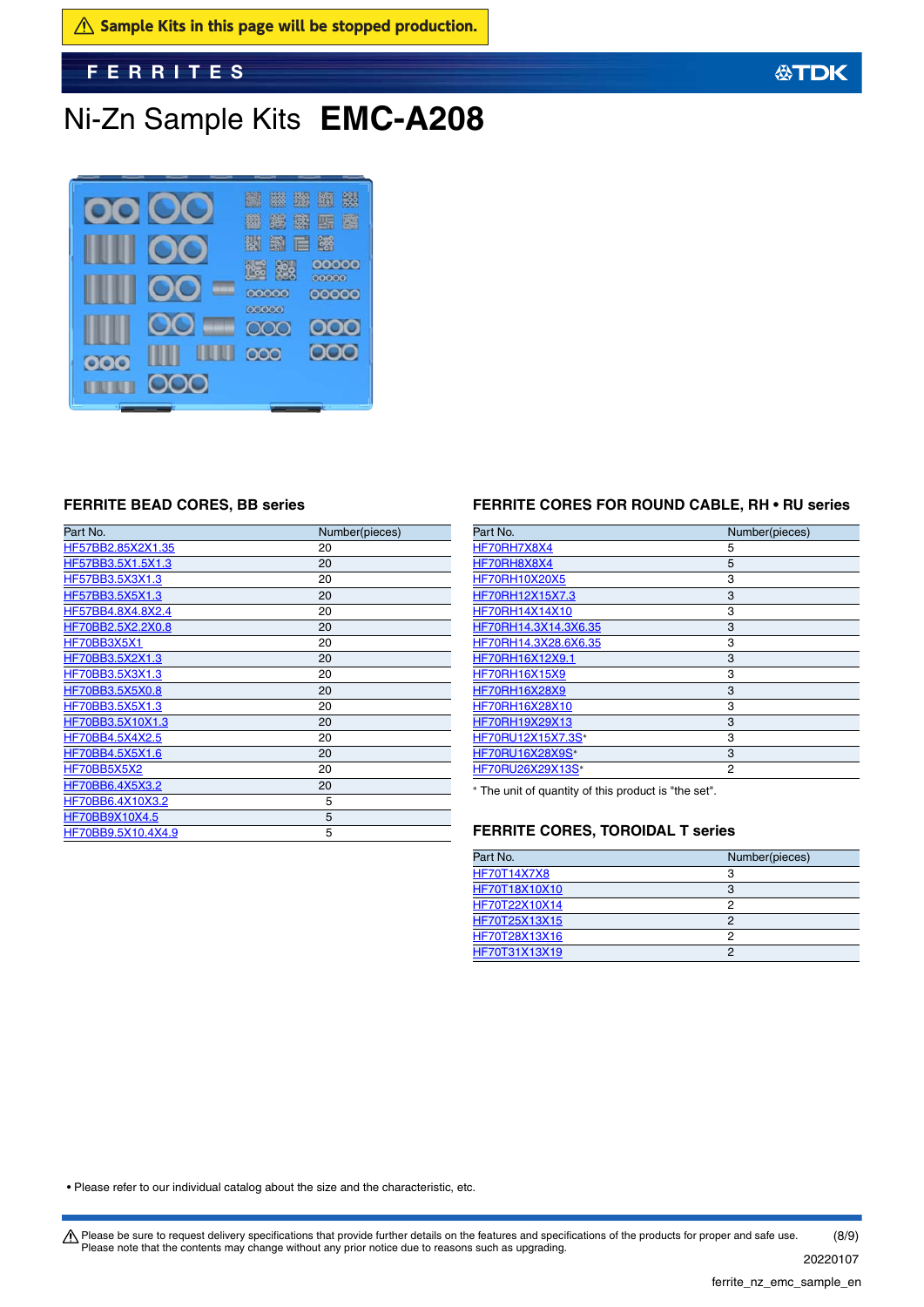⚠ Sample Kits in this page will be stopped production.

# Ni-Zn Sample Kits **EMC-A208**

### FERRITE BEAD CORES, BB series

| Part No. | Number(pieces) |
|---|---|
| HF57BB2.85X2X1.35 | 20 |
| HF57BB3.5X1.5X1.3 | 20 |
| HF57BB3.5X3X1.3 | 20 |
| HF57BB3.5X5X1.3 | 20 |
| HF57BB4.8X4.8X2.4 | 20 |
| HF70BB2.5X2.2X0.8 | 20 |
| HF70BB3X5X1 | 20 |
| HF70BB3.5X2X1.3 | 20 |
| HF70BB3.5X3X1.3 | 20 |
| HF70BB3.5X5X0.8 | 20 |
| HF70BB3.5X5X1.3 | 20 |
| HF70BB3.5X10X1.3 | 20 |
| HF70BB4.5X4X2.5 | 20 |
| HF70BB4.5X5X1.6 | 20 |
| HF70BB5X5X2 | 20 |
| HF70BB6.4X5X3.2 | 20 |
| HF70BB6.4X10X3.2 | 5 |
| HF70BB9X10X4.5 | 5 |
| HF70BB9.5X10.4X4.9 | 5 |

### FERRITE CORES FOR ROUND CABLE, RH • RU series

| Part No. | Number(pieces) |
|---|---|
| HF70RH7X8X4 | 5 |
| HF70RH8X8X4 | 5 |
| HF70RH10X20X5 | 3 |
| HF70RH12X15X7.3 | 3 |
| HF70RH14X14X10 | 3 |
| HF70RH14.3X14.3X6.35 | 3 |
| HF70RH14.3X28.6X6.35 | 3 |
| HF70RH16X12X9.1 | 3 |
| HF70RH16X15X9 | 3 |
| HF70RH16X28X9 | 3 |
| HF70RH16X28X10 | 3 |
| HF70RH19X29X13 | 3 |
| HF70RU12X15X7.3S* | 3 |
| HF70RU16X28X9S* | 3 |
| HF70RU26X29X13S* | 2 |

* The unit of quantity of this product is "the set".

### FERRITE CORES, TOROIDAL T series

| Part No. | Number(pieces) |
|---|---|
| HF70T14X7X8 | 3 |
| HF70T18X10X10 | 3 |
| HF70T22X10X14 | 2 |
| HF70T25X13X15 | 2 |
| HF70T28X13X16 | 2 |
| HF70T31X13X19 | 2 |

• Please refer to our individual catalog about the size and the characteristic, etc.

⚠ Please be sure to request delivery specifications that provide further details on the features and specifications of the products for proper and safe use.
Please note that the contents may change without any prior notice due to reasons such as upgrading.

20220107

ferrite_nz_emc_sample_en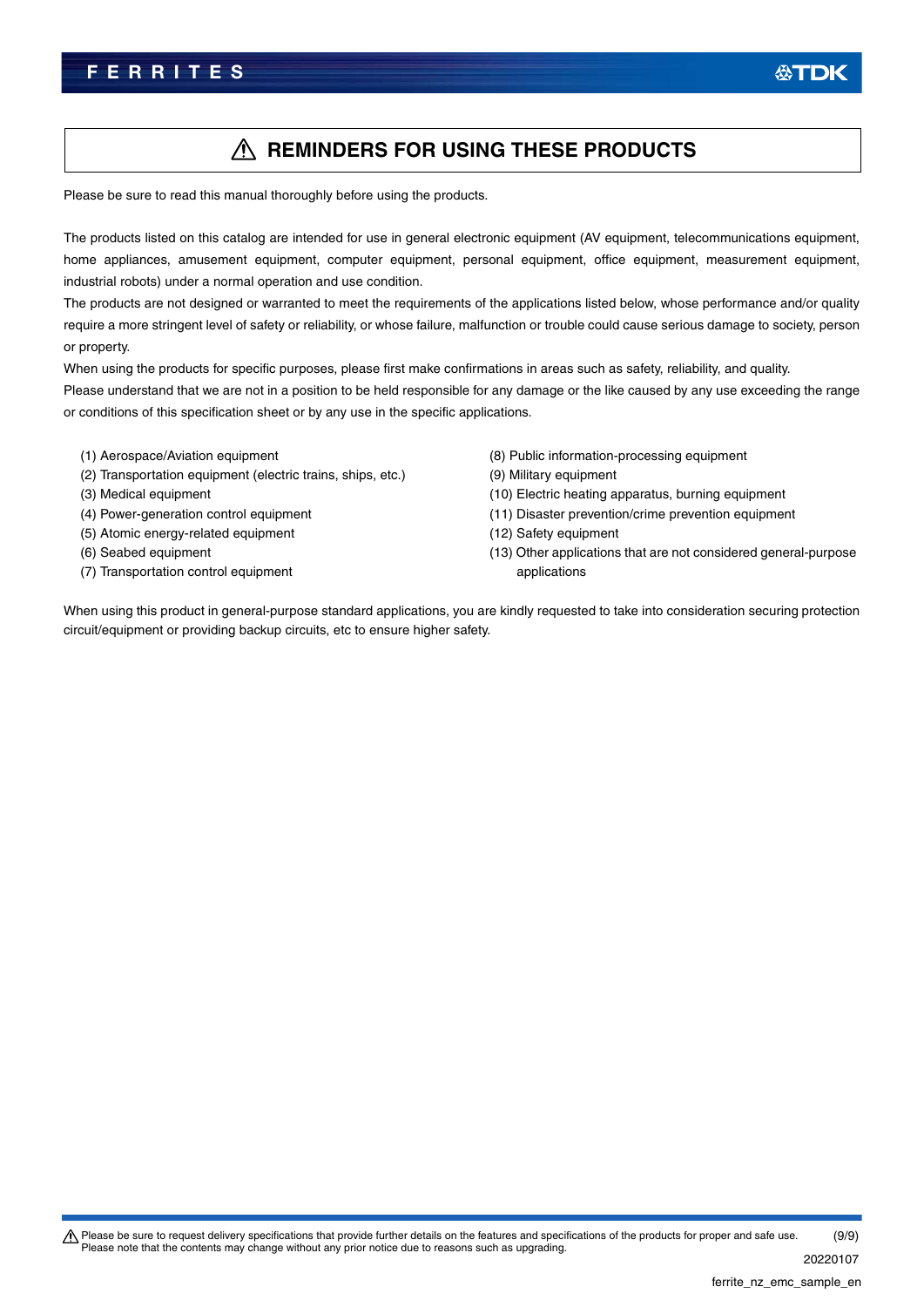# ⚠ REMINDERS FOR USING THESE PRODUCTS

Please be sure to read this manual thoroughly before using the products.

The products listed on this catalog are intended for use in general electronic equipment (AV equipment, telecommunications equipment, home appliances, amusement equipment, computer equipment, personal equipment, office equipment, measurement equipment, industrial robots) under a normal operation and use condition.

The products are not designed or warranted to meet the requirements of the applications listed below, whose performance and/or quality require a more stringent level of safety or reliability, or whose failure, malfunction or trouble could cause serious damage to society, person or property.

When using the products for specific purposes, please first make confirmations in areas such as safety, reliability, and quality.

Please understand that we are not in a position to be held responsible for any damage or the like caused by any use exceeding the range or conditions of this specification sheet or by any use in the specific applications.

(1) Aerospace/Aviation equipment
(2) Transportation equipment (electric trains, ships, etc.)
(3) Medical equipment
(4) Power-generation control equipment
(5) Atomic energy-related equipment
(6) Seabed equipment
(7) Transportation control equipment
(8) Public information-processing equipment
(9) Military equipment
(10) Electric heating apparatus, burning equipment
(11) Disaster prevention/crime prevention equipment
(12) Safety equipment
(13) Other applications that are not considered general-purpose applications

When using this product in general-purpose standard applications, you are kindly requested to take into consideration securing protection circuit/equipment or providing backup circuits, etc to ensure higher safety.